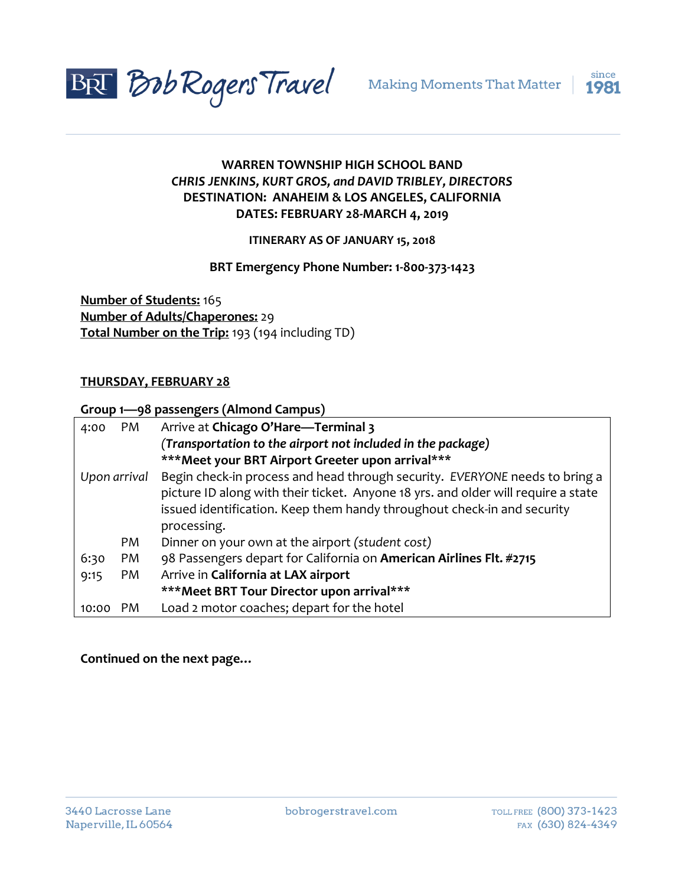# WARREN TOWNSHIP HIGH SCHOOL BAND

***CHRIS JENKINS, KURT GROS, and DAVID TRIBLEY, DIRECTORS***

**DESTINATION: ANAHEIM & LOS ANGELES, CALIFORNIA**

**DATES: FEBRUARY 28-MARCH 4, 2019**

**ITINERARY AS OF JANUARY 15, 2018**

**BRT Emergency Phone Number: 1-800-373-1423**

**Number of Students:** 165
**Number of Adults/Chaperones:** 29
**Total Number on the Trip:** 193 (194 including TD)

## THURSDAY, FEBRUARY 28

**Group 1—98 passengers (Almond Campus)**

| | | |
|---|---|---|
| 4:00 | PM | Arrive at **Chicago O'Hare—Terminal 3**<br>***(Transportation to the airport not included in the package)***<br>**\*\*\*Meet your BRT Airport Greeter upon arrival\*\*\*** |
| *Upon arrival* | | Begin check-in process and head through security. *EVERYONE* needs to bring a picture ID along with their ticket. Anyone 18 yrs. and older will require a state issued identification. Keep them handy throughout check-in and security processing. |
| | PM | Dinner on your own at the airport *(student cost)* |
| 6:30 | PM | 98 Passengers depart for California on **American Airlines Flt. #2715** |
| 9:15 | PM | Arrive in **California at LAX airport**<br>**\*\*\*Meet BRT Tour Director upon arrival\*\*\*** |
| 10:00 | PM | Load 2 motor coaches; depart for the hotel |

**Continued on the next page…**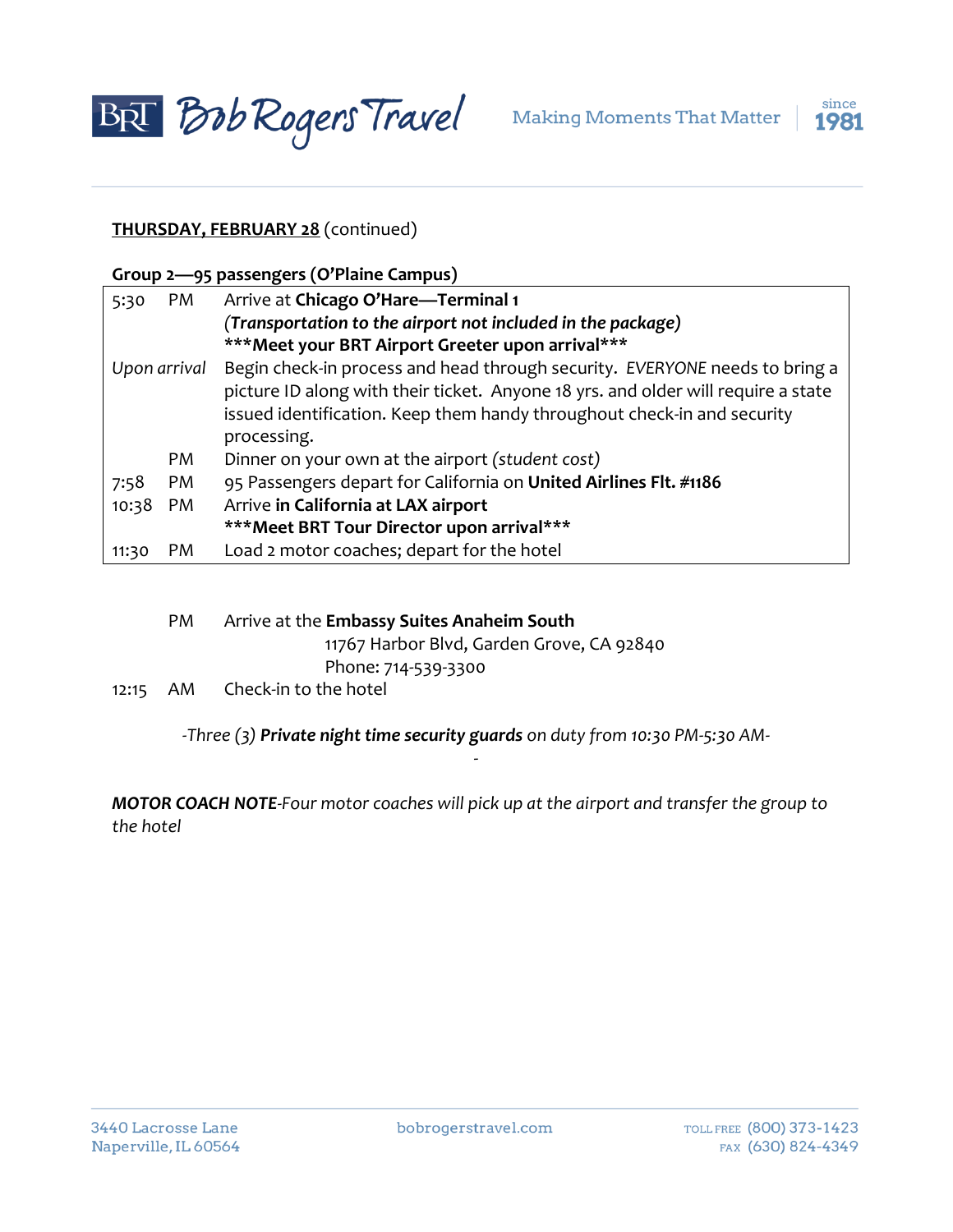**<u>THURSDAY, FEBRUARY 28</u>** (continued)

**Group 2—95 passengers (O'Plaine Campus)**

| | | |
|---|---|---|
| 5:30 | PM | Arrive at **Chicago O'Hare—Terminal 1**<br>***(Transportation to the airport not included in the package)***<br>**\*\*\*Meet your BRT Airport Greeter upon arrival\*\*\*** |
| *Upon arrival* | | Begin check-in process and head through security. *EVERYONE* needs to bring a picture ID along with their ticket. Anyone 18 yrs. and older will require a state issued identification. Keep them handy throughout check-in and security processing. |
| | PM | Dinner on your own at the airport *(student cost)* |
| 7:58 | PM | 95 Passengers depart for California on **United Airlines Flt. #1186** |
| 10:38 | PM | Arrive **in California at LAX airport**<br>**\*\*\*Meet BRT Tour Director upon arrival\*\*\*** |
| 11:30 | PM | Load 2 motor coaches; depart for the hotel |

PM Arrive at the **Embassy Suites Anaheim South**
11767 Harbor Blvd, Garden Grove, CA 92840
Phone: 714-539-3300

12:15 AM Check-in to the hotel

*-Three (3) **Private night time security guards** on duty from 10:30 PM-5:30 AM-*

*-*

***MOTOR COACH NOTE**-Four motor coaches will pick up at the airport and transfer the group to the hotel*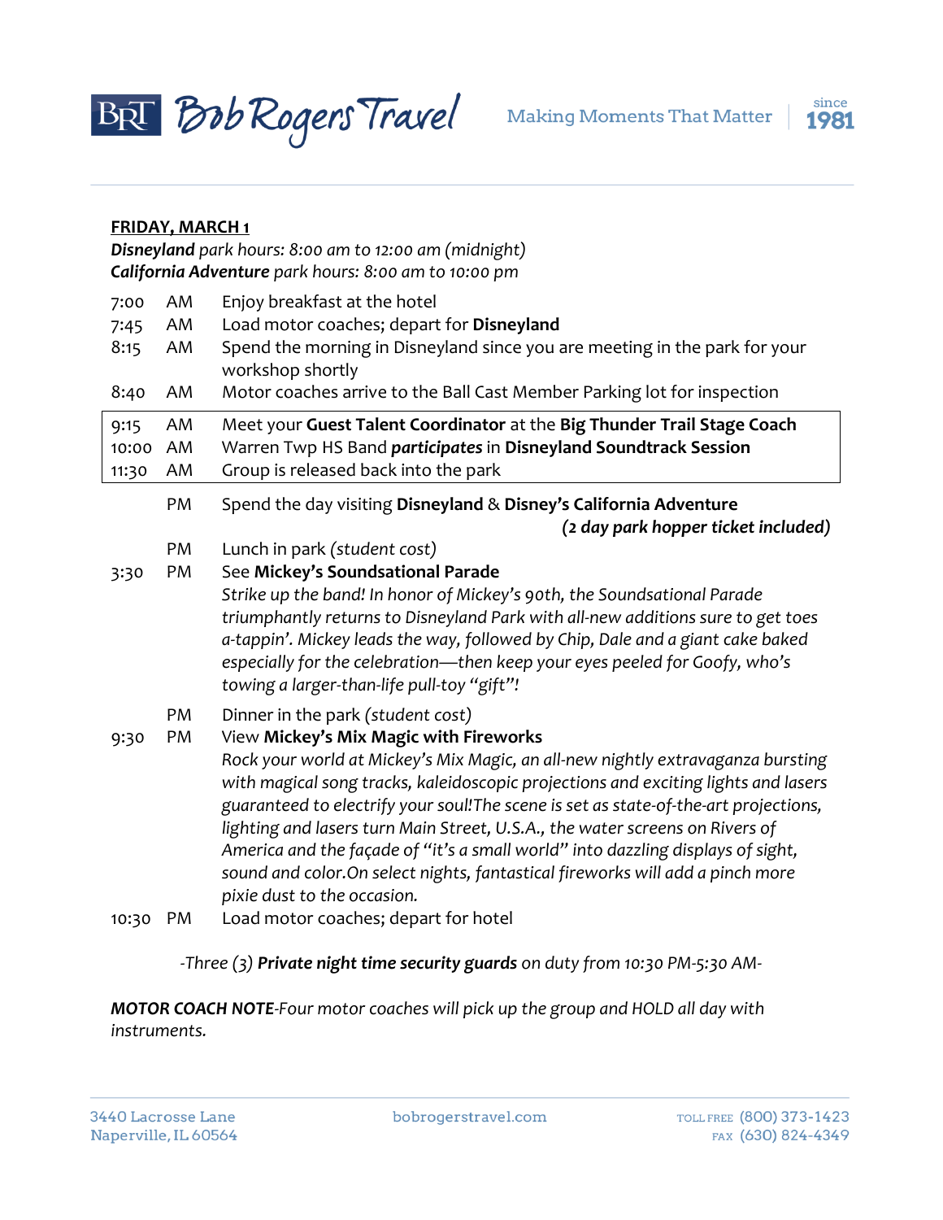**FRIDAY, MARCH 1**

***Disneyland*** *park hours: 8:00 am to 12:00 am (midnight)*
***California Adventure*** *park hours: 8:00 am to 10:00 pm*

| | | |
|---|---|---|
| 7:00 | AM | Enjoy breakfast at the hotel |
| 7:45 | AM | Load motor coaches; depart for **Disneyland** |
| 8:15 | AM | Spend the morning in Disneyland since you are meeting in the park for your workshop shortly |
| 8:40 | AM | Motor coaches arrive to the Ball Cast Member Parking lot for inspection |
| 9:15 | AM | Meet your **Guest Talent Coordinator** at the **Big Thunder Trail Stage Coach** |
| 10:00 | AM | **Warren Twp HS Band *participates* in Disneyland Soundtrack Session** |
| 11:30 | AM | Group is released back into the park |
| | PM | Spend the day visiting **Disneyland** & **Disney's California Adventure** ***(2 day park hopper ticket included)*** |
| | PM | Lunch in park *(student cost)* |
| 3:30 | PM | See **Mickey's Soundsational Parade** *Strike up the band! In honor of Mickey's 90th, the Soundsational Parade triumphantly returns to Disneyland Park with all-new additions sure to get toes a-tappin'. Mickey leads the way, followed by Chip, Dale and a giant cake baked especially for the celebration—then keep your eyes peeled for Goofy, who's towing a larger-than-life pull-toy "gift"!* |
| | PM | Dinner in the park *(student cost)* |
| 9:30 | PM | View **Mickey's Mix Magic with Fireworks** *Rock your world at Mickey's Mix Magic, an all-new nightly extravaganza bursting with magical song tracks, kaleidoscopic projections and exciting lights and lasers guaranteed to electrify your soul!The scene is set as state-of-the-art projections, lighting and lasers turn Main Street, U.S.A., the water screens on Rivers of America and the façade of "it's a small world" into dazzling displays of sight, sound and color.On select nights, fantastical fireworks will add a pinch more pixie dust to the occasion.* |
| 10:30 | PM | Load motor coaches; depart for hotel |

*-Three (3)* ***Private night time security guards*** *on duty from 10:30 PM-5:30 AM-*

***MOTOR COACH NOTE****-Four motor coaches will pick up the group and HOLD all day with instruments.*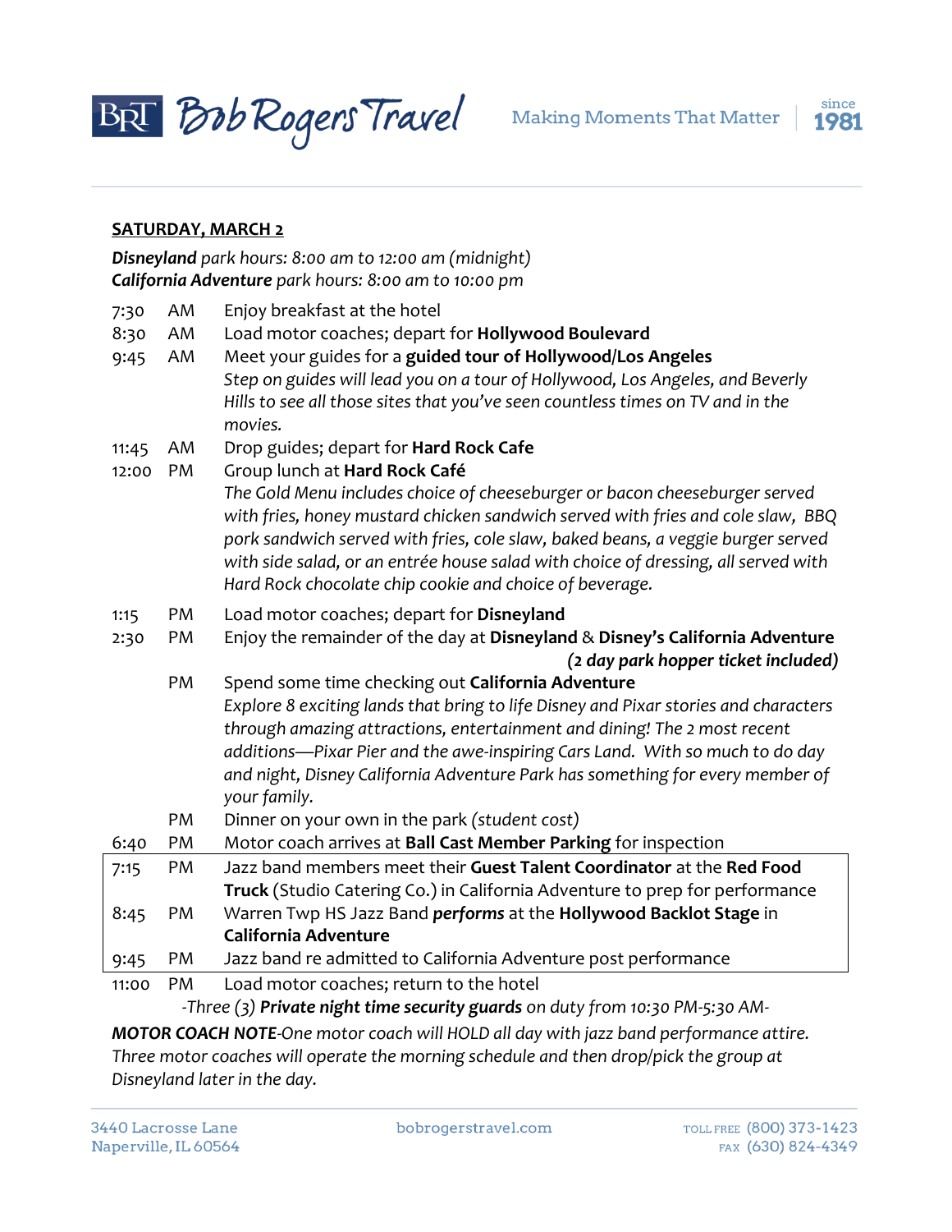## SATURDAY, MARCH 2

***Disneyland** park hours: 8:00 am to 12:00 am (midnight)*
***California Adventure** park hours: 8:00 am to 10:00 pm*

| | | |
|---|---|---|
| 7:30 | AM | Enjoy breakfast at the hotel |
| 8:30 | AM | Load motor coaches; depart for **Hollywood Boulevard** |
| 9:45 | AM | Meet your guides for a **guided tour of Hollywood/Los Angeles**<br>*Step on guides will lead you on a tour of Hollywood, Los Angeles, and Beverly Hills to see all those sites that you've seen countless times on TV and in the movies.* |
| 11:45 | AM | Drop guides; depart for **Hard Rock Cafe** |
| 12:00 | PM | Group lunch at **Hard Rock Café**<br>*The Gold Menu includes choice of cheeseburger or bacon cheeseburger served with fries, honey mustard chicken sandwich served with fries and cole slaw, BBQ pork sandwich served with fries, cole slaw, baked beans, a veggie burger served with side salad, or an entrée house salad with choice of dressing, all served with Hard Rock chocolate chip cookie and choice of beverage.* |
| 1:15 | PM | Load motor coaches; depart for **Disneyland** |
| 2:30 | PM | Enjoy the remainder of the day at **Disneyland** & **Disney's California Adventure** ***(2 day park hopper ticket included)*** |
| | PM | Spend some time checking out **California Adventure**<br>*Explore 8 exciting lands that bring to life Disney and Pixar stories and characters through amazing attractions, entertainment and dining! The 2 most recent additions—Pixar Pier and the awe-inspiring Cars Land. With so much to do day and night, Disney California Adventure Park has something for every member of your family.* |
| | PM | Dinner on your own in the park *(student cost)* |
| 6:40 | PM | Motor coach arrives at **Ball Cast Member Parking** for inspection |
| 7:15 | PM | Jazz band members meet their **Guest Talent Coordinator** at the **Red Food Truck** (Studio Catering Co.) in California Adventure to prep for performance |
| 8:45 | PM | Warren Twp HS Jazz Band ***performs*** at the **Hollywood Backlot Stage** in **California Adventure** |
| 9:45 | PM | Jazz band re admitted to California Adventure post performance |
| 11:00 | PM | Load motor coaches; return to the hotel |

*-Three (3) **Private night time security guards** on duty from 10:30 PM-5:30 AM-*

***MOTOR COACH NOTE**-One motor coach will HOLD all day with jazz band performance attire. Three motor coaches will operate the morning schedule and then drop/pick the group at Disneyland later in the day.*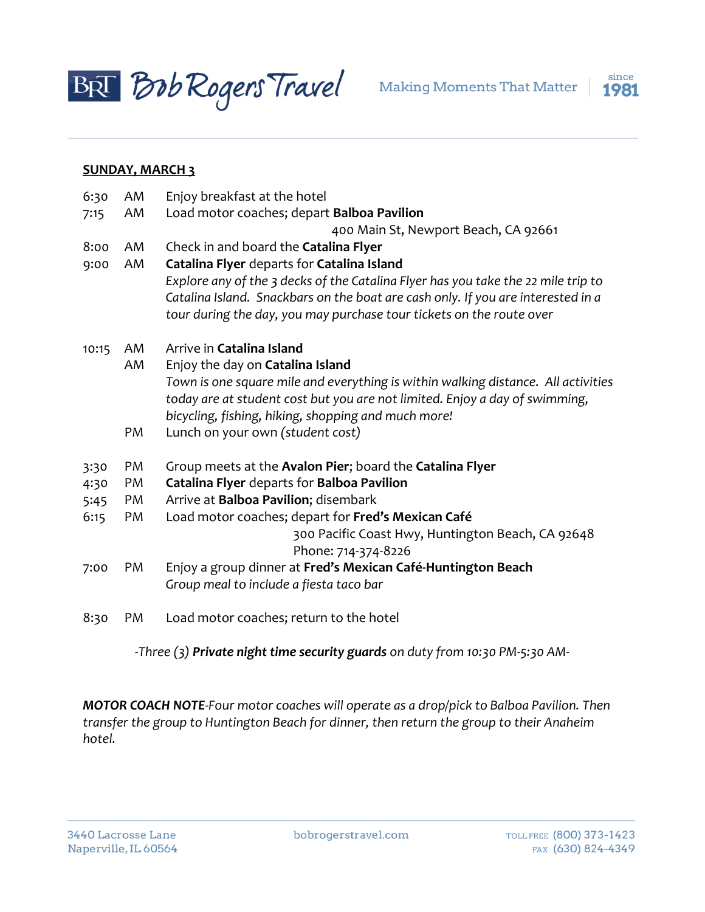**<u>SUNDAY, MARCH 3</u>**

| | | |
|---|---|---|
| 6:30 | AM | Enjoy breakfast at the hotel |
| 7:15 | AM | Load motor coaches; depart **Balboa Pavilion**<br>400 Main St, Newport Beach, CA 92661 |
| 8:00 | AM | Check in and board the **Catalina Flyer** |
| 9:00 | AM | **Catalina Flyer** departs for **Catalina Island**<br>*Explore any of the 3 decks of the Catalina Flyer has you take the 22 mile trip to Catalina Island. Snackbars on the boat are cash only. If you are interested in a tour during the day, you may purchase tour tickets on the route over* |
| 10:15 | AM | Arrive in **Catalina Island** |
| | AM | Enjoy the day on **Catalina Island**<br>*Town is one square mile and everything is within walking distance. All activities today are at student cost but you are not limited. Enjoy a day of swimming, bicycling, fishing, hiking, shopping and much more!* |
| | PM | Lunch on your own *(student cost)* |
| 3:30 | PM | Group meets at the **Avalon Pier**; board the **Catalina Flyer** |
| 4:30 | PM | **Catalina Flyer** departs for **Balboa Pavilion** |
| 5:45 | PM | Arrive at **Balboa Pavilion**; disembark |
| 6:15 | PM | Load motor coaches; depart for **Fred's Mexican Café**<br>300 Pacific Coast Hwy, Huntington Beach, CA 92648<br>Phone: 714-374-8226 |
| 7:00 | PM | Enjoy a group dinner at **Fred's Mexican Café-Huntington Beach**<br>*Group meal to include a fiesta taco bar* |
| 8:30 | PM | Load motor coaches; return to the hotel |

*-Three (3) **Private night time security guards** on duty from 10:30 PM-5:30 AM-*

***MOTOR COACH NOTE**-Four motor coaches will operate as a drop/pick to Balboa Pavilion. Then transfer the group to Huntington Beach for dinner, then return the group to their Anaheim hotel.*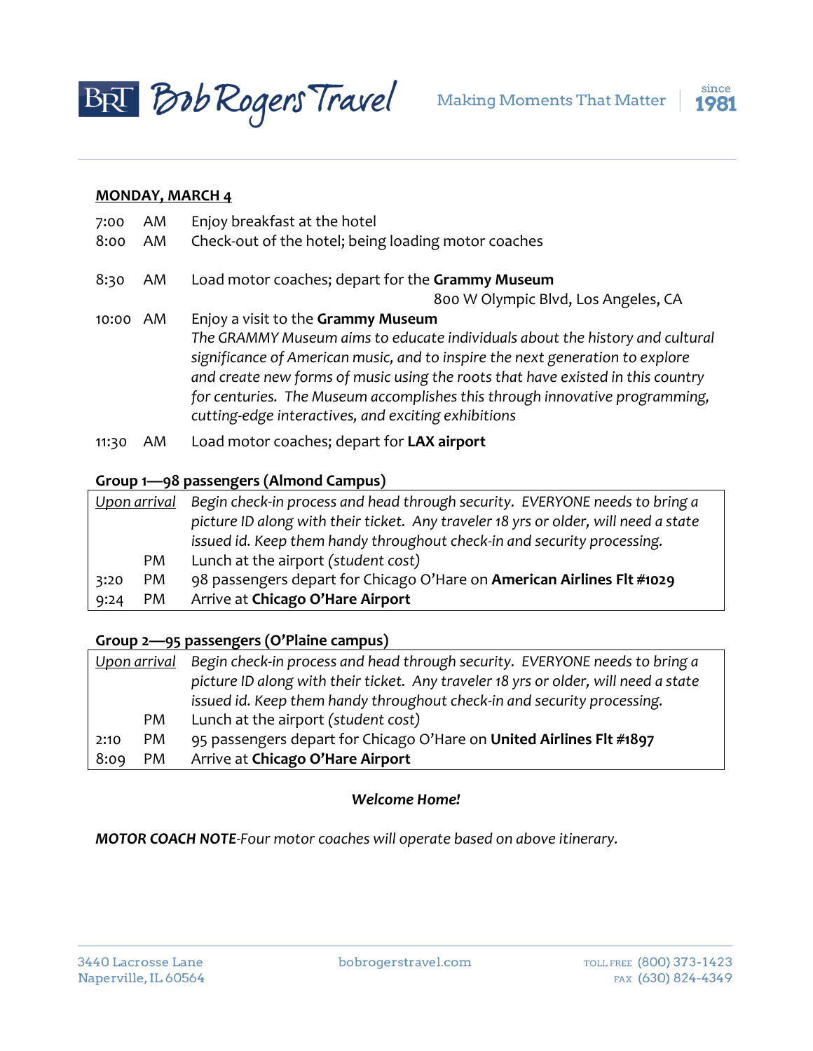**MONDAY, MARCH 4**

| | | |
|---|---|---|
| 7:00 | AM | Enjoy breakfast at the hotel |
| 8:00 | AM | Check-out of the hotel; being loading motor coaches |
| 8:30 | AM | Load motor coaches; depart for the **Grammy Museum**<br>800 W Olympic Blvd, Los Angeles, CA |
| 10:00 | AM | Enjoy a visit to the **Grammy Museum**<br>*The GRAMMY Museum aims to educate individuals about the history and cultural significance of American music, and to inspire the next generation to explore and create new forms of music using the roots that have existed in this country for centuries. The Museum accomplishes this through innovative programming, cutting-edge interactives, and exciting exhibitions* |
| 11:30 | AM | Load motor coaches; depart for **LAX airport** |

**Group 1—98 passengers (Almond Campus)**

| | | |
|---|---|---|
| Upon arrival | | *Begin check-in process and head through security. EVERYONE needs to bring a picture ID along with their ticket. Any traveler 18 yrs or older, will need a state issued id. Keep them handy throughout check-in and security processing.* |
| | PM | Lunch at the airport *(student cost)* |
| 3:20 | PM | 98 passengers depart for Chicago O'Hare on **American Airlines Flt #1029** |
| 9:24 | PM | Arrive at **Chicago O'Hare Airport** |

**Group 2—95 passengers (O'Plaine campus)**

| | | |
|---|---|---|
| Upon arrival | | *Begin check-in process and head through security. EVERYONE needs to bring a picture ID along with their ticket. Any traveler 18 yrs or older, will need a state issued id. Keep them handy throughout check-in and security processing.* |
| | PM | Lunch at the airport *(student cost)* |
| 2:10 | PM | 95 passengers depart for Chicago O'Hare on **United Airlines Flt #1897** |
| 8:09 | PM | Arrive at **Chicago O'Hare Airport** |

***Welcome Home!***

***MOTOR COACH NOTE****-Four motor coaches will operate based on above itinerary.*